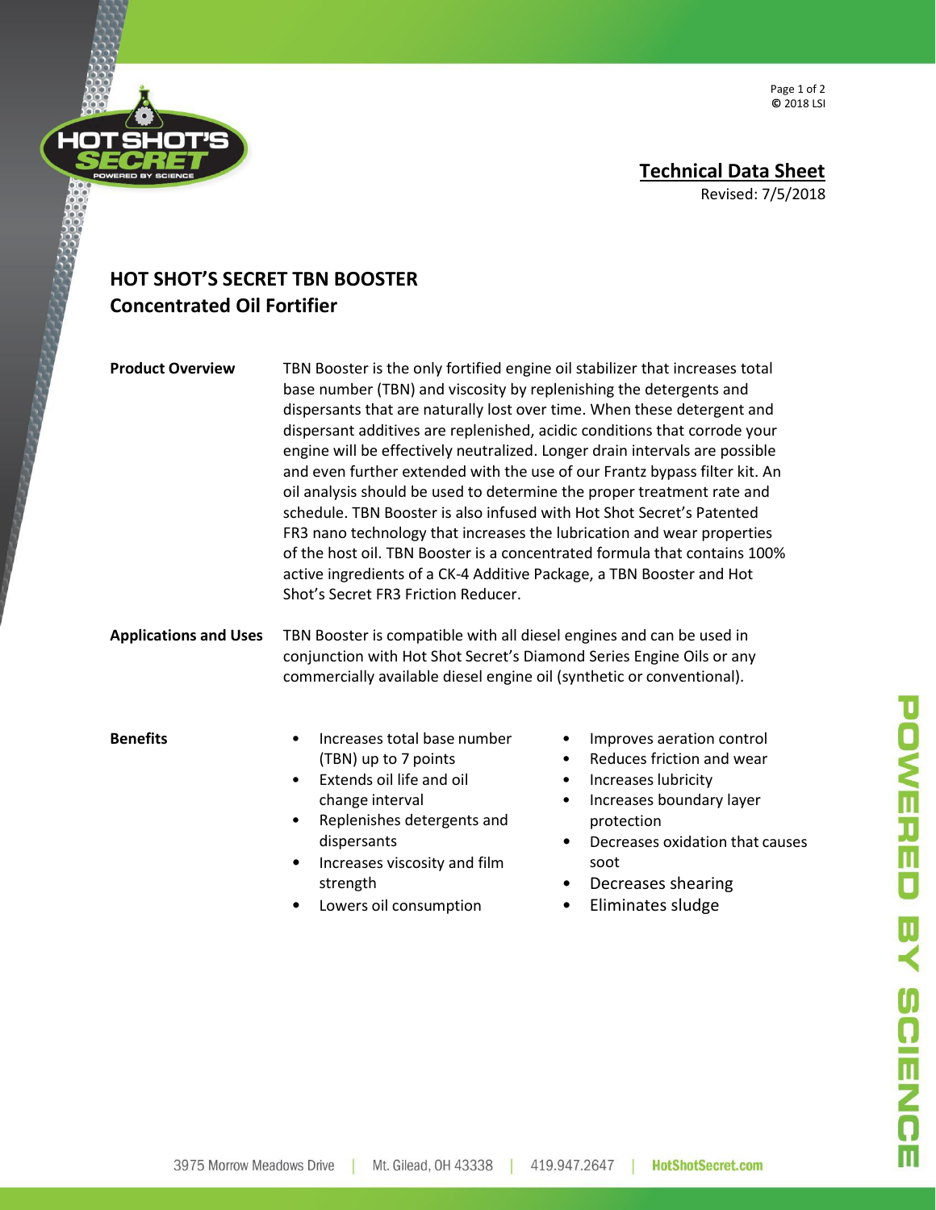## Technical Data Sheet

Revised: 7/5/2018

# HOT SHOT'S SECRET TBN BOOSTER
## Concentrated Oil Fortifier

**Product Overview**

TBN Booster is the only fortified engine oil stabilizer that increases total base number (TBN) and viscosity by replenishing the detergents and dispersants that are naturally lost over time. When these detergent and dispersant additives are replenished, acidic conditions that corrode your engine will be effectively neutralized. Longer drain intervals are possible and even further extended with the use of our Frantz bypass filter kit. An oil analysis should be used to determine the proper treatment rate and schedule. TBN Booster is also infused with Hot Shot Secret's Patented FR3 nano technology that increases the lubrication and wear properties of the host oil. TBN Booster is a concentrated formula that contains 100% active ingredients of a CK-4 Additive Package, a TBN Booster and Hot Shot's Secret FR3 Friction Reducer.

**Applications and Uses**

TBN Booster is compatible with all diesel engines and can be used in conjunction with Hot Shot Secret's Diamond Series Engine Oils or any commercially available diesel engine oil (synthetic or conventional).

**Benefits**

- Increases total base number (TBN) up to 7 points
- Extends oil life and oil change interval
- Replenishes detergents and dispersants
- Increases viscosity and film strength
- Lowers oil consumption
- Improves aeration control
- Reduces friction and wear
- Increases lubricity
- Increases boundary layer protection
- Decreases oxidation that causes soot
- Decreases shearing
- Eliminates sludge

3975 Morrow Meadows Drive | Mt. Gilead, OH 43338 | 419.947.2647 | HotShotSecret.com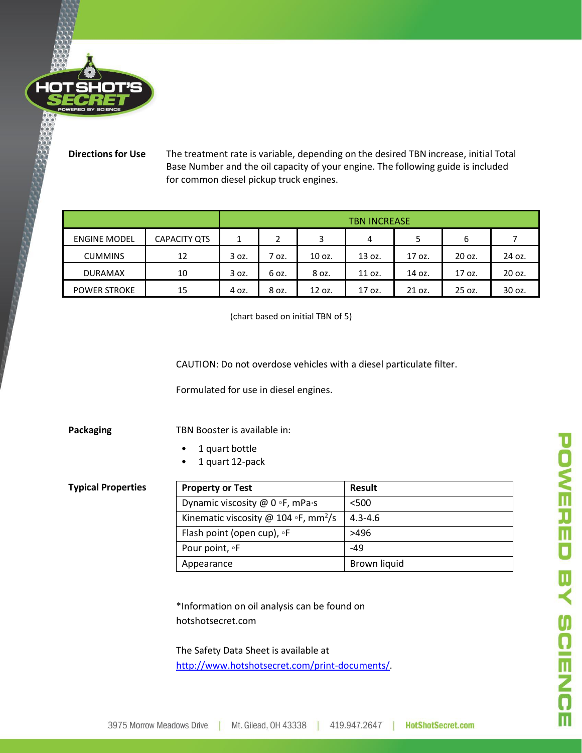**Directions for Use**

The treatment rate is variable, depending on the desired TBN increase, initial Total Base Number and the oil capacity of your engine. The following guide is included for common diesel pickup truck engines.

| | | TBN INCREASE | | | | | | |
|---|---|---|---|---|---|---|---|---|
| ENGINE MODEL | CAPACITY QTS | 1 | 2 | 3 | 4 | 5 | 6 | 7 |
| CUMMINS | 12 | 3 oz. | 7 oz. | 10 oz. | 13 oz. | 17 oz. | 20 oz. | 24 oz. |
| DURAMAX | 10 | 3 oz. | 6 oz. | 8 oz. | 11 oz. | 14 oz. | 17 oz. | 20 oz. |
| POWER STROKE | 15 | 4 oz. | 8 oz. | 12 oz. | 17 oz. | 21 oz. | 25 oz. | 30 oz. |

(chart based on initial TBN of 5)

CAUTION: Do not overdose vehicles with a diesel particulate filter.

Formulated for use in diesel engines.

**Packaging**

TBN Booster is available in:

- 1 quart bottle
- 1 quart 12-pack

**Typical Properties**

| Property or Test | Result |
|---|---|
| Dynamic viscosity @ 0 ◦F, mPa·s | <500 |
| Kinematic viscosity @ 104 ◦F, mm$^2$/s | 4.3-4.6 |
| Flash point (open cup), ◦F | >496 |
| Pour point, ◦F | -49 |
| Appearance | Brown liquid |

*Information on oil analysis can be found on hotshotsecret.com

The Safety Data Sheet is available at http://www.hotshotsecret.com/print-documents/.

3975 Morrow Meadows Drive | Mt. Gilead, OH 43338 | 419.947.2647 | HotShotSecret.com